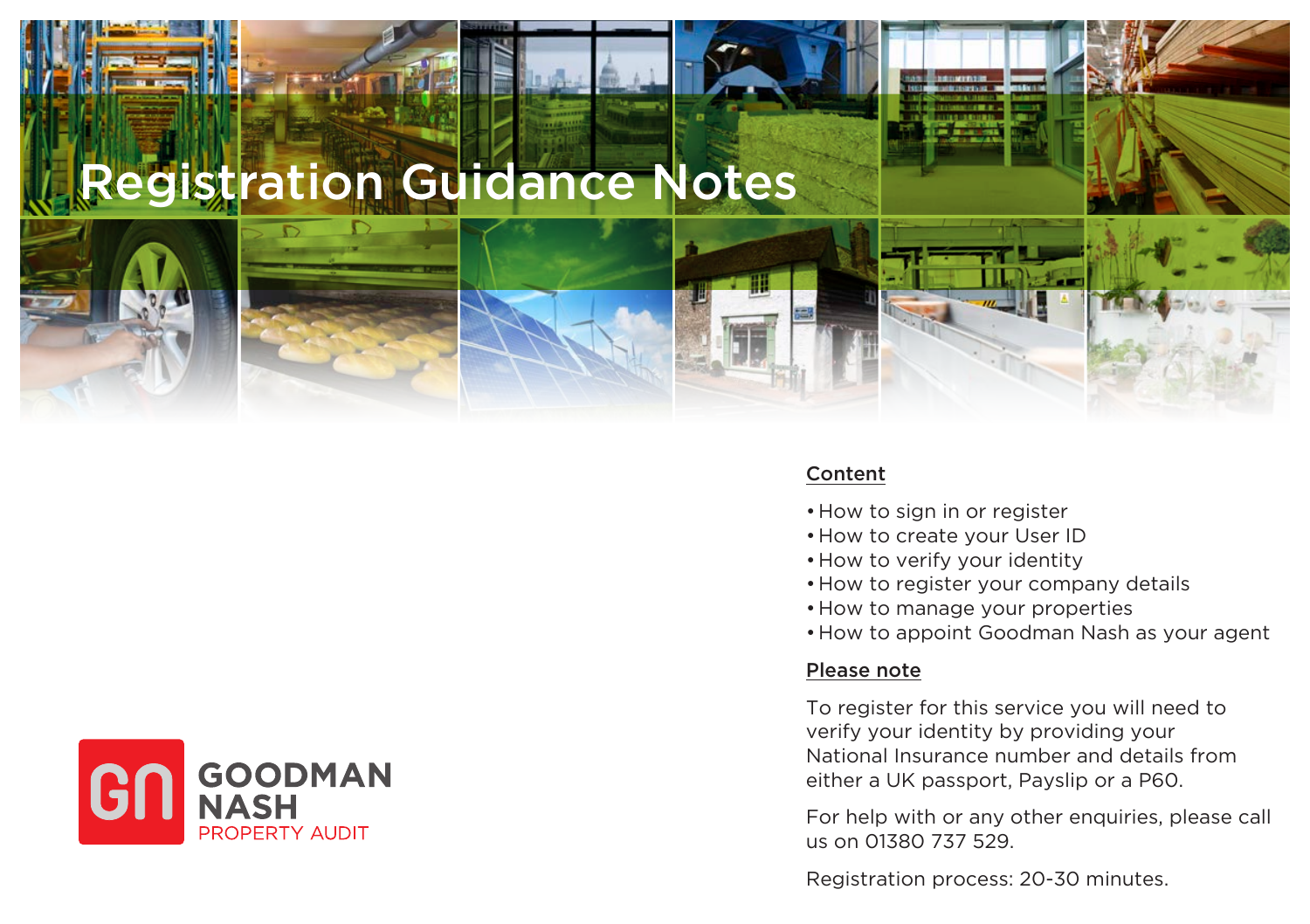# Registration Guidance Notes

GOODMAN NASH
PROPERTY AUDIT

## Content

- How to sign in or register
- How to create your User ID
- How to verify your identity
- How to register your company details
- How to manage your properties
- How to appoint Goodman Nash as your agent

## Please note

To register for this service you will need to verify your identity by providing your National Insurance number and details from either a UK passport, Payslip or a P60.

For help with or any other enquiries, please call us on 01380 737 529.

Registration process: 20-30 minutes.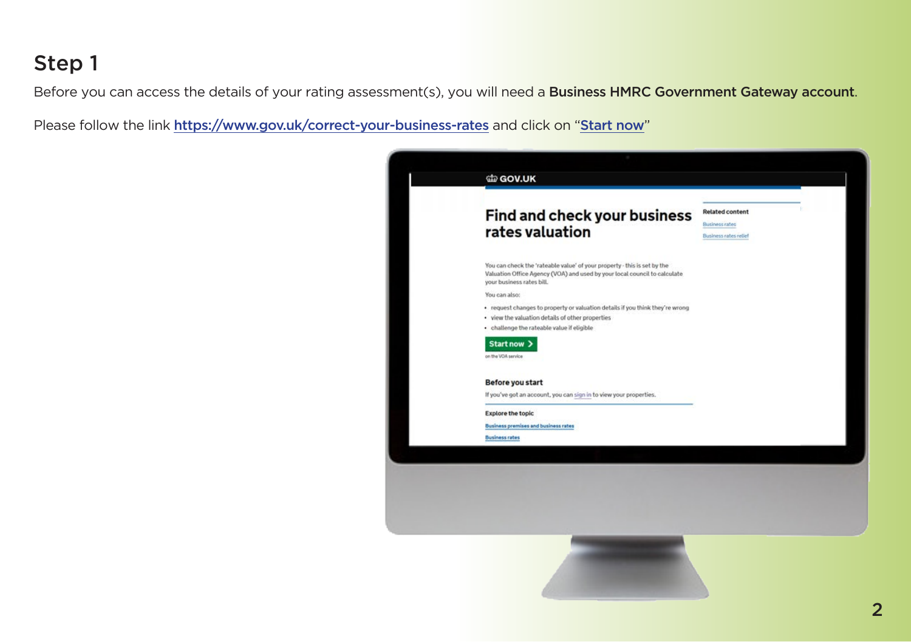## Step 1

Before you can access the details of your rating assessment(s), you will need a **Business HMRC Government Gateway account**.

Please follow the link **https://www.gov.uk/correct-your-business-rates** and click on "**Start now**"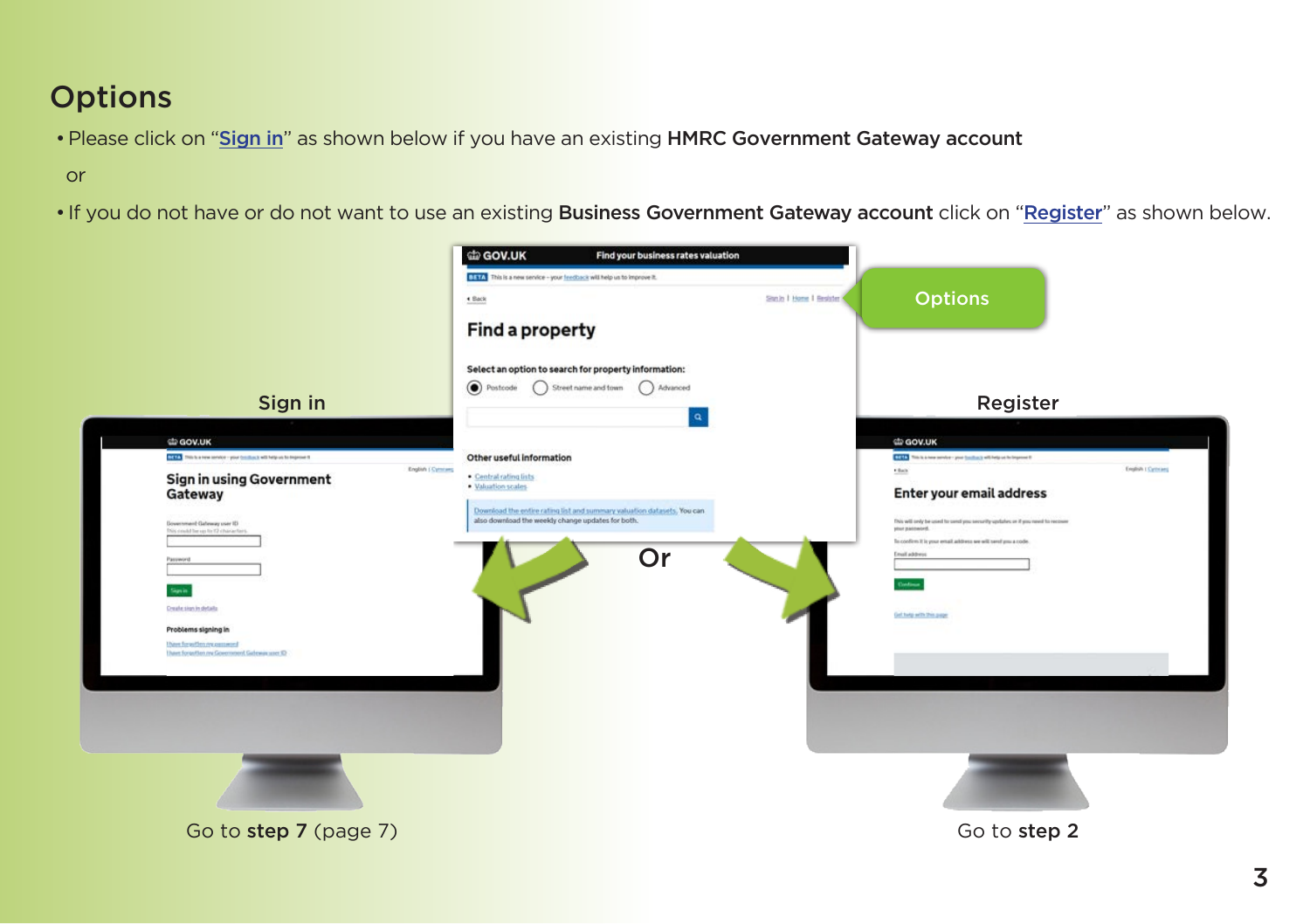# Options

- Please click on "Sign in" as shown below if you have an existing **HMRC Government Gateway account**

or

- If you do not have or do not want to use an existing **Business Government Gateway account** click on "Register" as shown below.

Options

Sign in

Or

Register

Go to **step 7** (page 7)

Go to **step 2**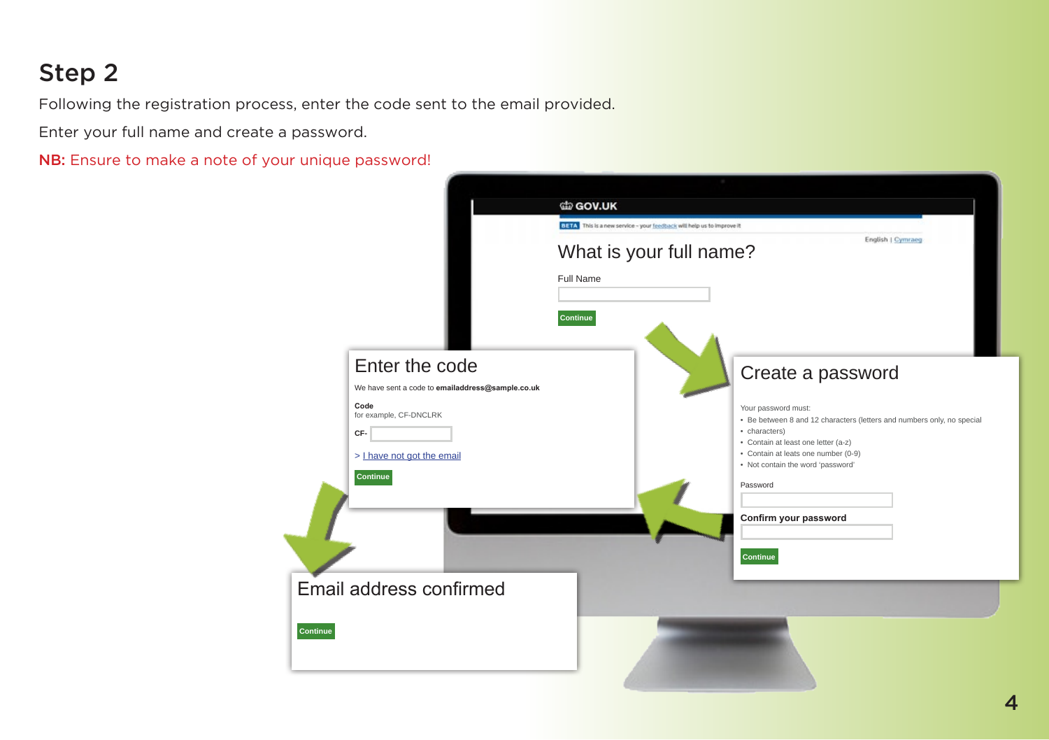## Step 2

Following the registration process, enter the code sent to the email provided.

Enter your full name and create a password.

**NB:** Ensure to make a note of your unique password!

GOV.UK

BETA This is a new service – your feedback will help us to improve it

English | Cymraeg

### What is your full name?

Full Name

Continue

### Enter the code

We have sent a code to **emailaddress@sample.co.uk**

**Code**
for example, CF-DNCLRK

**CF-**

> I have not got the email

Continue

### Create a password

Your password must:

- Be between 8 and 12 characters (letters and numbers only, no special
- characters)
- Contain at least one letter (a-z)
- Contain at leats one number (0-9)
- Not contain the word 'password'

Password

**Confirm your password**

Continue

### Email address confirmed

Continue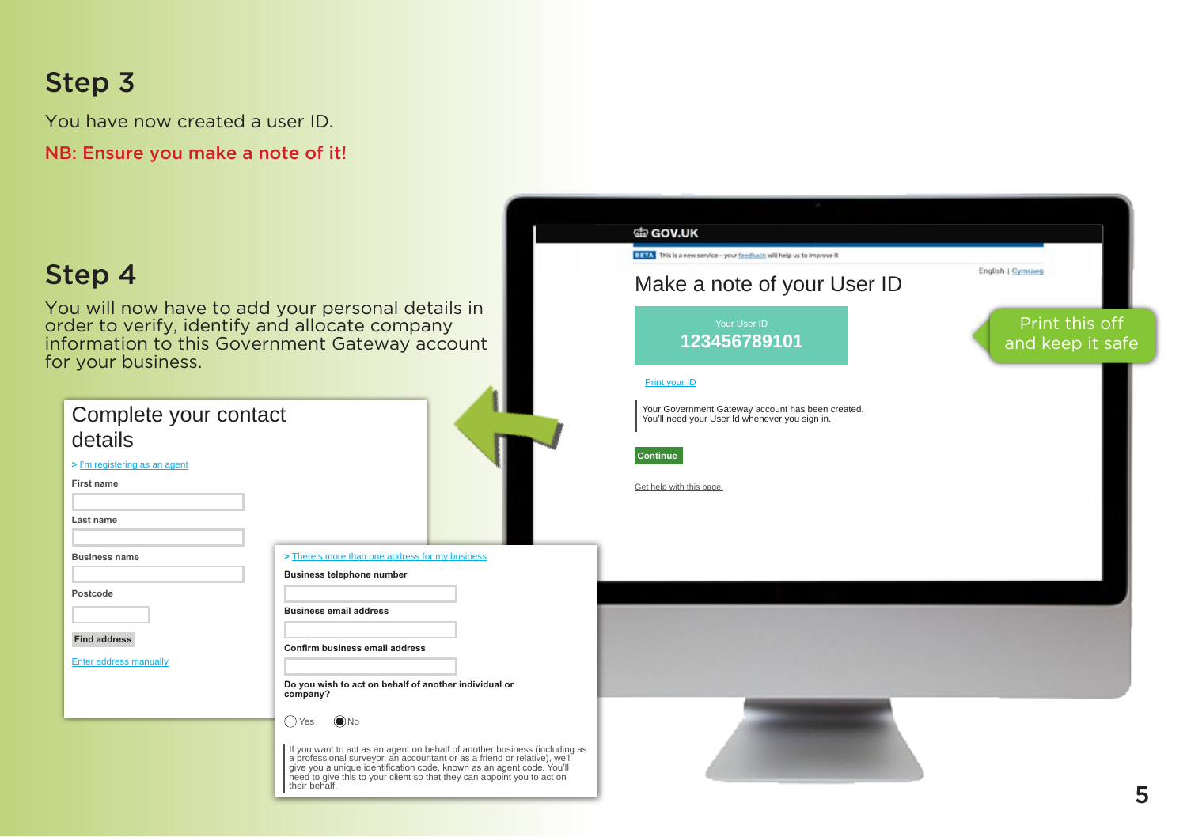## Step 3

You have now created a user ID.

**NB: Ensure you make a note of it!**

## Step 4

You will now have to add your personal details in order to verify, identify and allocate company information to this Government Gateway account for your business.

Complete your contact details

> I'm registering as an agent

First name

Last name

Business name

Postcode

Find address

Enter address manually

> There's more than one address for my business

Business telephone number

Business email address

Confirm business email address

Do you wish to act on behalf of another individual or company?

Yes No

If you want to act as an agent on behalf of another business (including as a professional surveyor, an accountant or as a friend or relative), we'll give you a unique identification code, known as an agent code. You'll need to give this to your client so that they can appoint you to act on their behalf.

GOV.UK

BETA This is a new service – your feedback will help us to improve it

English | Cymraeg

Make a note of your User ID

Your User ID
123456789101

Print your ID

Your Government Gateway account has been created.
You'll need your User Id whenever you sign in.

Continue

Get help with this page.

Print this off and keep it safe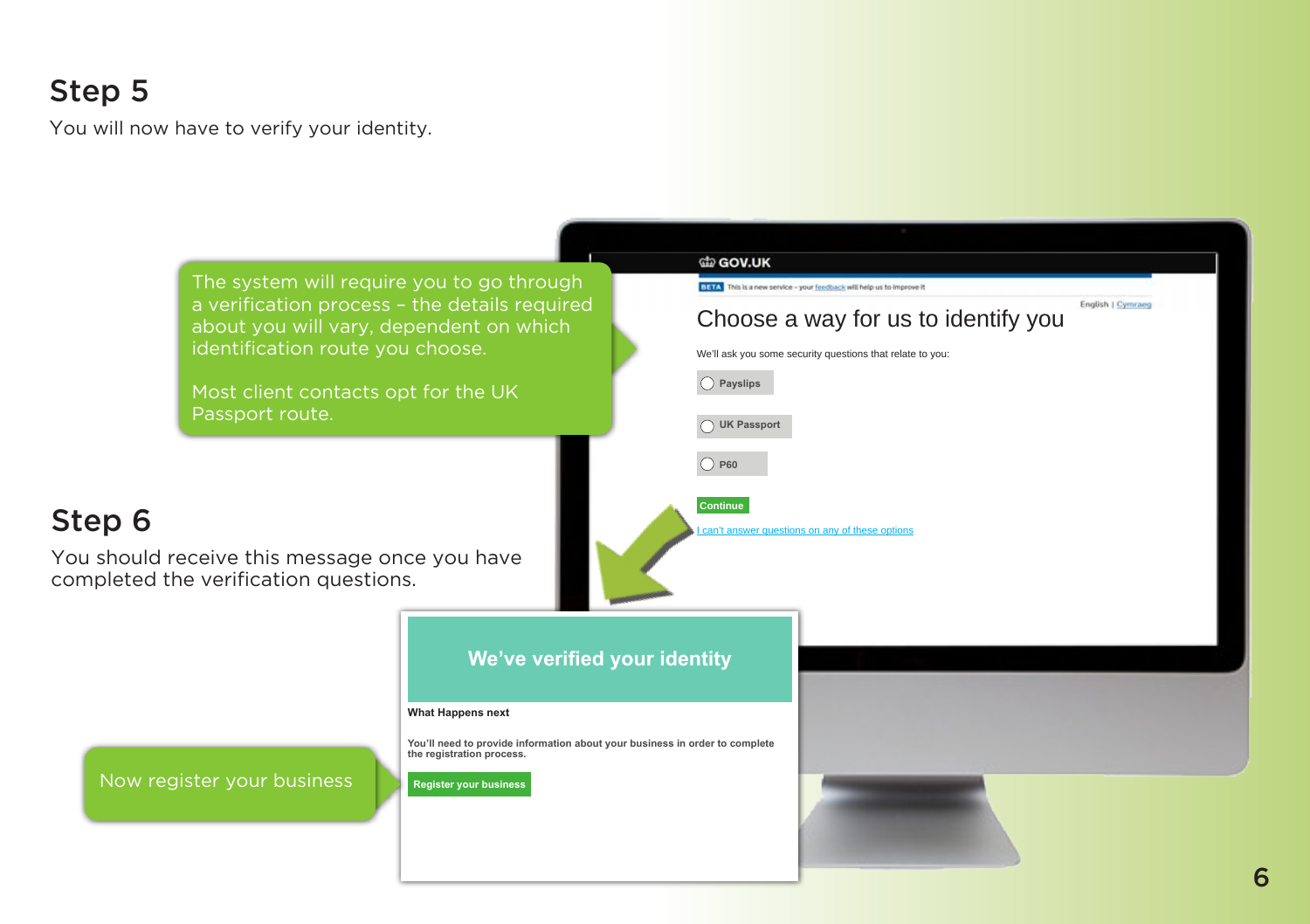## Step 5

You will now have to verify your identity.

The system will require you to go through a verification process – the details required about you will vary, dependent on which identification route you choose.

Most client contacts opt for the UK Passport route.

GOV.UK

BETA This is a new service – your feedback will help us to improve it

English | Cymraeg

### Choose a way for us to identify you

We'll ask you some security questions that relate to you:

- Payslips
- UK Passport
- P60

Continue

I can't answer questions on any of these options

## Step 6

You should receive this message once you have completed the verification questions.

### We've verified your identity

**What Happens next**

**You'll need to provide information about your business in order to complete the registration process.**

Register your business

Now register your business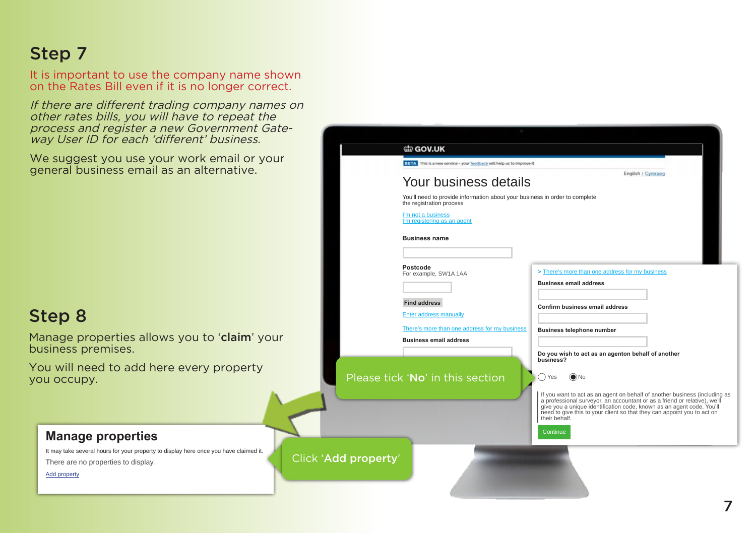## Step 7

It is important to use the company name shown on the Rates Bill even if it is no longer correct.

*If there are different trading company names on other rates bills, you will have to repeat the process and register a new Government Gateway User ID for each 'different' business.*

We suggest you use your work email or your general business email as an alternative.

GOV.UK

BETA This is a new service – your feedback will help us to improve it

English | Cymraeg

### Your business details

You'll need to provide information about your business in order to complete the registration process

I'm not a business
I'm registering as an agent

**Business name**

**Postcode**
For example, SW1A 1AA

Find address

Enter address manually

There's more than one address for my business

**Business email address**

> There's more than one address for my business

**Business email address**

**Confirm business email address**

**Business telephone number**

**Do you wish to act as an agenton behalf of another business?**

Yes No

If you want to act as an agent on behalf of another business (including as a professional surveyor, an accountant or as a friend or relative), we'll give you a unique identification code, known as an agent code. You'll need to give this to your client so that they can appoint you to act on their behalf.

Continue

Please tick '**No**' in this section

## Step 8

Manage properties allows you to '**claim**' your business premises.

You will need to add here every property you occupy.

### Manage properties

It may take several hours for your property to display here once you have claimed it.

There are no properties to display.

Add property

Click '**Add property**'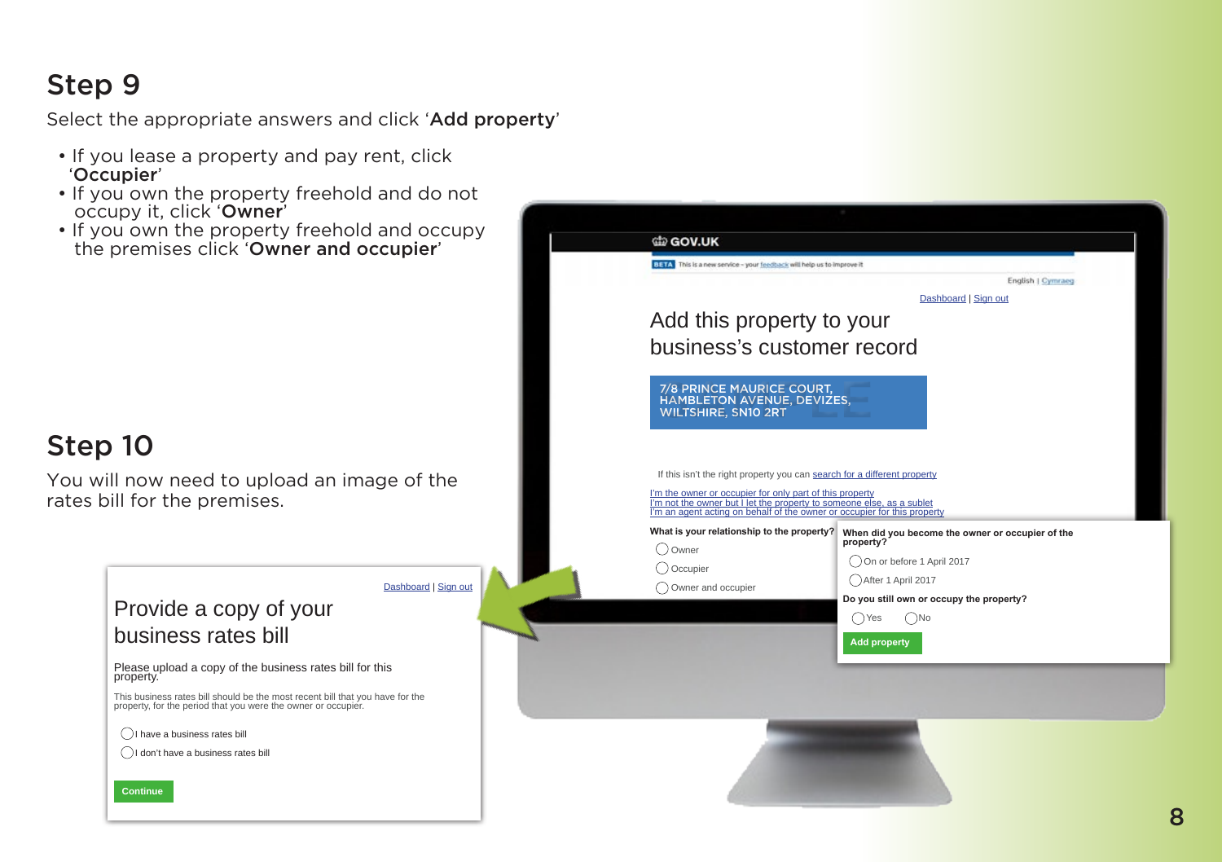## Step 9

Select the appropriate answers and click '**Add property**'

- If you lease a property and pay rent, click '**Occupier**'
- If you own the property freehold and do not occupy it, click '**Owner**'
- If you own the property freehold and occupy the premises click '**Owner and occupier**'

GOV.UK

BETA This is a new service – your feedback will help us to improve it

English | Cymraeg

Dashboard | Sign out

Add this property to your business's customer record

7/8 PRINCE MAURICE COURT, HAMBLETON AVENUE, DEVIZES, WILTSHIRE, SN10 2RT

If this isn't the right property you can search for a different property

I'm the owner or occupier for only part of this property
I'm not the owner but I let the property to someone else, as a sublet
I'm an agent acting on behalf of the owner or occupier for this property

What is your relationship to the property?

- Owner
- Occupier
- Owner and occupier

When did you become the owner or occupier of the property?

- On or before 1 April 2017
- After 1 April 2017

Do you still own or occupy the property?

- Yes
- No

Add property

## Step 10

You will now need to upload an image of the rates bill for the premises.

Dashboard | Sign out

Provide a copy of your business rates bill

Please upload a copy of the business rates bill for this property.

This business rates bill should be the most recent bill that you have for the property, for the period that you were the owner or occupier.

- I have a business rates bill
- I don't have a business rates bill

Continue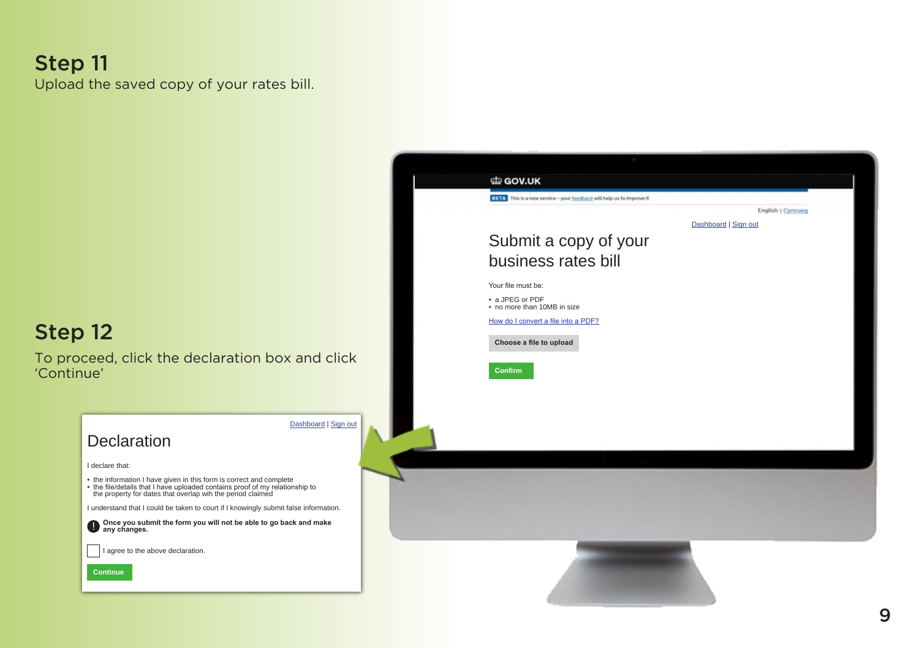## Step 11

Upload the saved copy of your rates bill.

GOV.UK

BETA This is a new service – your feedback will help us to improve it

English | Cymraeg

Dashboard | Sign out

Submit a copy of your business rates bill

Your file must be:

- a JPEG or PDF
- no more than 10MB in size

How do I convert a file into a PDF?

Choose a file to upload

Confirm

## Step 12

To proceed, click the declaration box and click 'Continue'

Dashboard | Sign out

Declaration

I declare that:

- the information I have given in this form is correct and complete
- the file/details that I have uploaded contains proof of my relationship to the property for dates that overlap wih the period claimed

I understand that I could be taken to court if I knowingly submit false information.

**Once you submit the form you will not be able to go back and make any changes.**

I agree to the above declaration.

Continue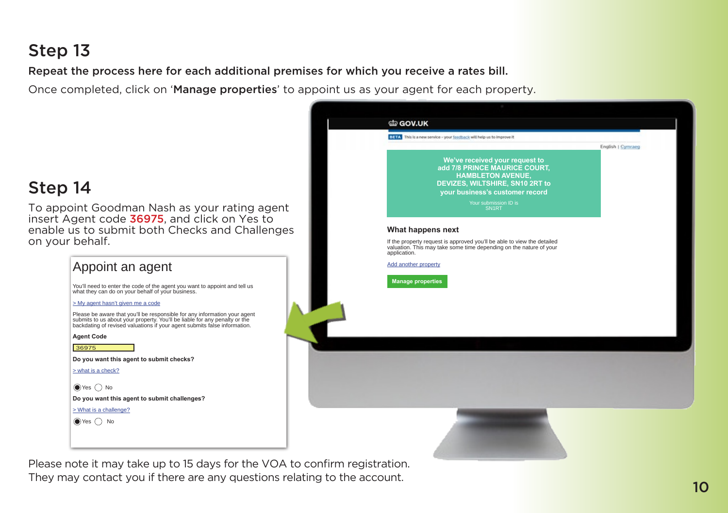## Step 13

**Repeat the process here for each additional premises for which you receive a rates bill.**

Once completed, click on '**Manage properties**' to appoint us as your agent for each property.

GOV.UK

BETA This is a new service – your feedback will help us to improve it

English | Cymraeg

**We've received your request to add 7/8 PRINCE MAURICE COURT, HAMBLETON AVENUE, DEVIZES, WILTSHIRE, SN10 2RT to your business's customer record**

Your submission ID is SN1RT

**What happens next**

If the property request is approved you'll be able to view the detailed valuation. This may take some time depending on the nature of your application.

Add another property

**Manage properties**

## Step 14

To appoint Goodman Nash as your rating agent insert Agent code 36975, and click on Yes to enable us to submit both Checks and Challenges on your behalf.

### Appoint an agent

You'll need to enter the code of the agent you want to appoint and tell us what they can do on your behalf of your business.

> My agent hasn't given me a code

Please be aware that you'll be responsible for any information your agent submits to us about your property. You'll be liable for any penalty or the backdating of revised valuations if your agent submits false information.

**Agent Code**

36975

**Do you want this agent to submit checks?**

> what is a check?

(●) Yes ( ) No

**Do you want this agent to submit challenges?**

> What is a challenge?

(●) Yes ( ) No

Please note it may take up to 15 days for the VOA to confirm registration. They may contact you if there are any questions relating to the account.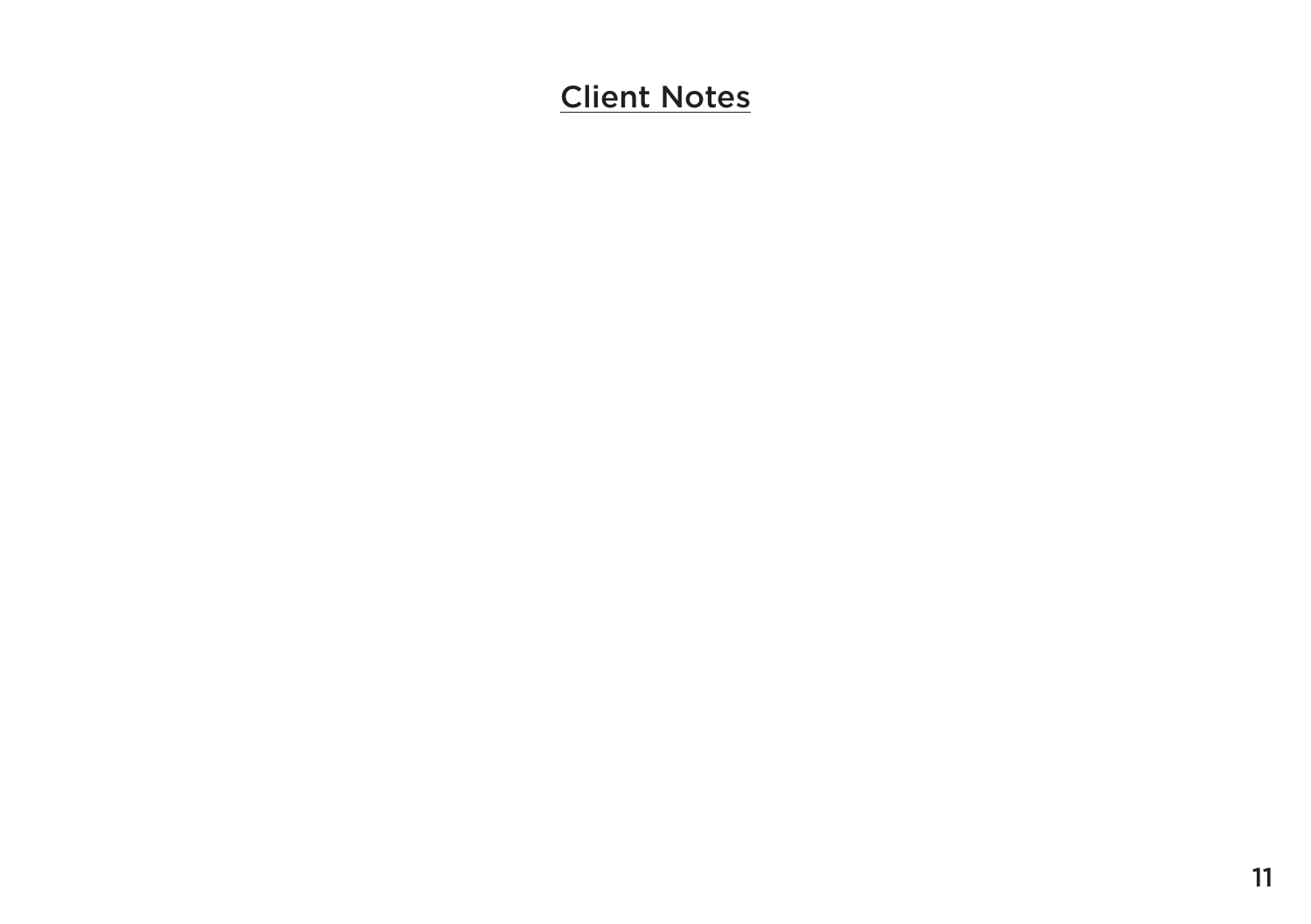# Client Notes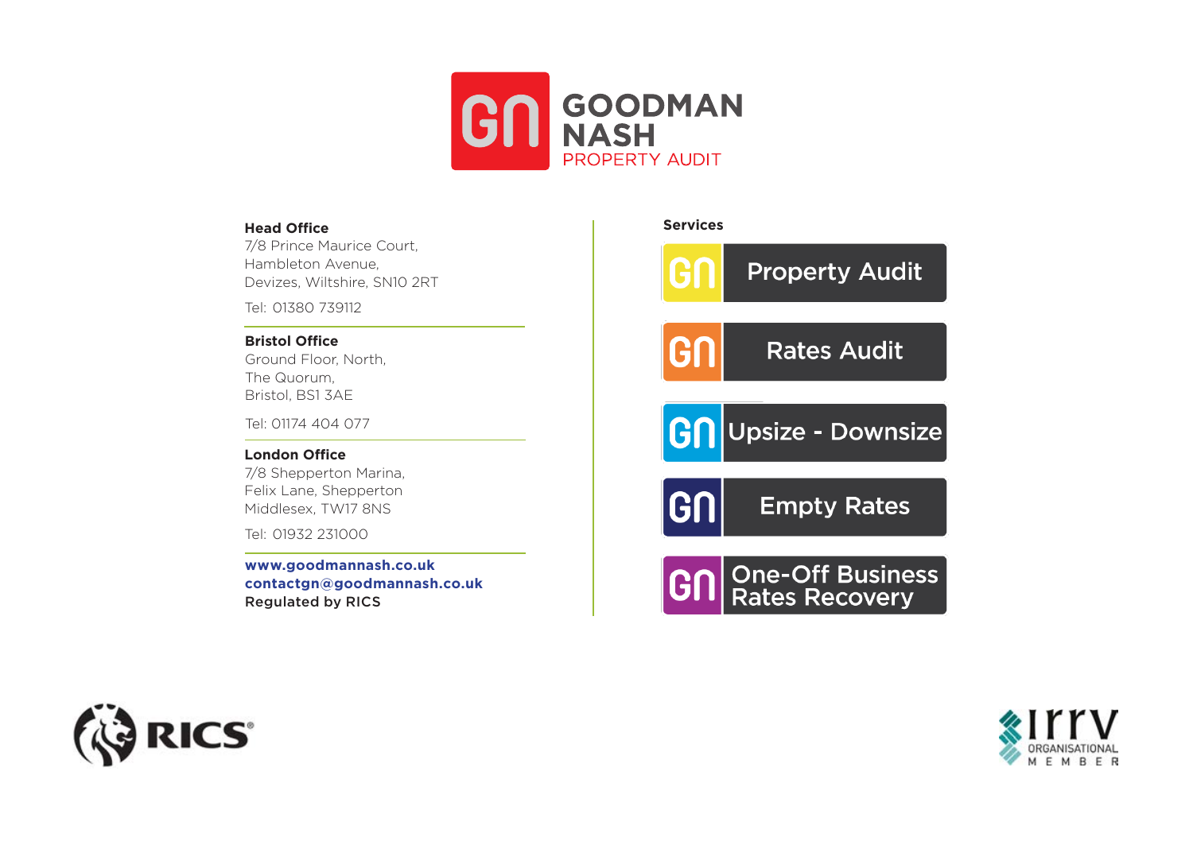# GOODMAN NASH
PROPERTY AUDIT

**Head Office**
7/8 Prince Maurice Court,
Hambleton Avenue,
Devizes, Wiltshire, SN10 2RT

Tel: 01380 739112

**Bristol Office**
Ground Floor, North,
The Quorum,
Bristol, BS1 3AE

Tel: 01174 404 077

**London Office**
7/8 Shepperton Marina,
Felix Lane, Shepperton
Middlesex, TW17 8NS

Tel: 01932 231000

**www.goodmannash.co.uk**
**contactgn@goodmannash.co.uk**
Regulated by RICS

**Services**

- Property Audit
- Rates Audit
- Upsize - Downsize
- Empty Rates
- One-Off Business Rates Recovery

RICS

IRRV ORGANISATIONAL MEMBER